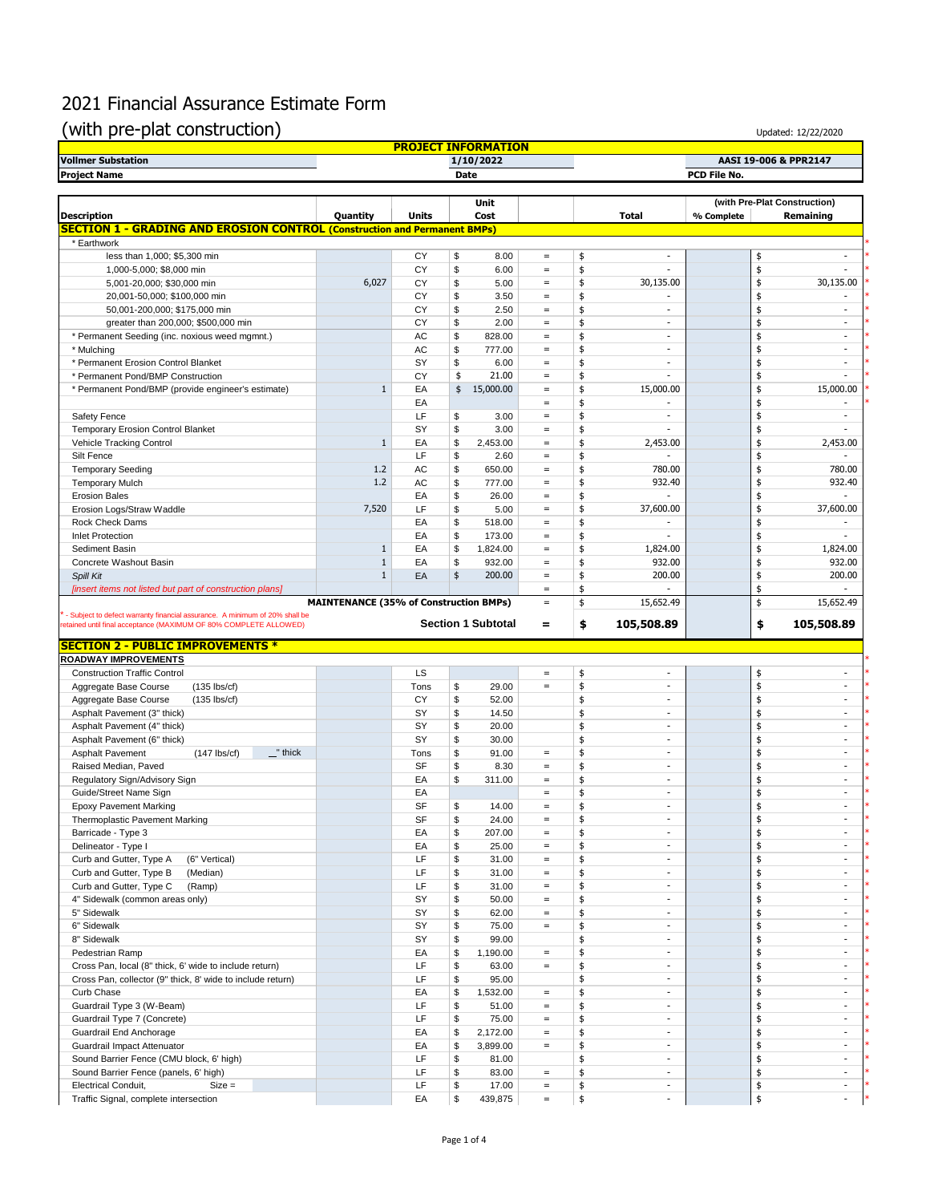# 2021 Financial Assurance Estimate Form

## (with pre-plat construction)

Updated: 12/22/2020

| PROJECT INFORMATION | | |
|---|---|---|
| Vollmer Substation | 1/10/2022 | AASI 19-006 & PPR2147 |
| Project Name | Date | PCD File No. |

| Description | Quantity | Units | Unit Cost | | Total | % Complete | Remaining (with Pre-Plat Construction) |
|---|---|---|---|---|---|---|---|
| **SECTION 1 - GRADING AND EROSION CONTROL (Construction and Permanent BMPs)** | | | | | | | |
| * Earthwork | | | | | | | |
| less than 1,000; $5,300 min | | CY | $ 8.00 | = | $ - | | $ - |
| 1,000-5,000; $8,000 min | | CY | $ 6.00 | = | $ - | | $ - |
| 5,001-20,000; $30,000 min | 6,027 | CY | $ 5.00 | = | $ 30,135.00 | | $ 30,135.00 |
| 20,001-50,000; $100,000 min | | CY | $ 3.50 | = | $ - | | $ - |
| 50,001-200,000; $175,000 min | | CY | $ 2.50 | = | $ - | | $ - |
| greater than 200,000; $500,000 min | | CY | $ 2.00 | = | $ - | | $ - |
| * Permanent Seeding (inc. noxious weed mgmnt.) | | AC | $ 828.00 | = | $ - | | $ - |
| * Mulching | | AC | $ 777.00 | = | $ - | | $ - |
| * Permanent Erosion Control Blanket | | SY | $ 6.00 | = | $ - | | $ - |
| * Permanent Pond/BMP Construction | | CY | $ 21.00 | = | $ - | | $ - |
| * Permanent Pond/BMP (provide engineer's estimate) | 1 | EA | $ 15,000.00 | = | $ 15,000.00 | | $ 15,000.00 |
| | | EA | | = | $ - | | $ - |
| Safety Fence | | LF | $ 3.00 | = | $ - | | $ - |
| Temporary Erosion Control Blanket | | SY | $ 3.00 | = | $ - | | $ - |
| Vehicle Tracking Control | 1 | EA | $ 2,453.00 | = | $ 2,453.00 | | $ 2,453.00 |
| Silt Fence | | LF | $ 2.60 | = | $ - | | $ - |
| Temporary Seeding | 1.2 | AC | $ 650.00 | = | $ 780.00 | | $ 780.00 |
| Temporary Mulch | 1.2 | AC | $ 777.00 | = | $ 932.40 | | $ 932.40 |
| Erosion Bales | | EA | $ 26.00 | = | $ - | | $ - |
| Erosion Logs/Straw Waddle | 7,520 | LF | $ 5.00 | = | $ 37,600.00 | | $ 37,600.00 |
| Rock Check Dams | | EA | $ 518.00 | = | $ - | | $ - |
| Inlet Protection | | EA | $ 173.00 | = | $ - | | $ - |
| Sediment Basin | 1 | EA | $ 1,824.00 | = | $ 1,824.00 | | $ 1,824.00 |
| Concrete Washout Basin | 1 | EA | $ 932.00 | = | $ 932.00 | | $ 932.00 |
| *Spill Kit* | 1 | EA | $ 200.00 | = | $ 200.00 | | $ 200.00 |
| *[insert items not listed but part of construction plans]* | | | | = | $ - | | $ - |
| | **MAINTENANCE (35% of Construction BMPs)** | | | = | $ 15,652.49 | | $ 15,652.49 |
| * - Subject to defect warranty financial assurance. A minimum of 20% shall be retained until final acceptance (MAXIMUM OF 80% COMPLETE ALLOWED) | | **Section 1 Subtotal** | | **=** | **$ 105,508.89** | | **$ 105,508.89** |
| **SECTION 2 - PUBLIC IMPROVEMENTS *** | | | | | | | |
| **ROADWAY IMPROVEMENTS** | | | | | | | |
| Construction Traffic Control | | LS | | = | $ - | | $ - |
| Aggregate Base Course (135 lbs/cf) | | Tons | $ 29.00 | = | $ - | | $ - |
| Aggregate Base Course (135 lbs/cf) | | CY | $ 52.00 | | $ - | | $ - |
| Asphalt Pavement (3" thick) | | SY | $ 14.50 | | $ - | | $ - |
| Asphalt Pavement (4" thick) | | SY | $ 20.00 | | $ - | | $ - |
| Asphalt Pavement (6" thick) | | SY | $ 30.00 | | $ - | | $ - |
| Asphalt Pavement (147 lbs/cf) _" thick | | Tons | $ 91.00 | = | $ - | | $ - |
| Raised Median, Paved | | SF | $ 8.30 | = | $ - | | $ - |
| Regulatory Sign/Advisory Sign | | EA | $ 311.00 | = | $ - | | $ - |
| Guide/Street Name Sign | | EA | | = | $ - | | $ - |
| Epoxy Pavement Marking | | SF | $ 14.00 | = | $ - | | $ - |
| Thermoplastic Pavement Marking | | SF | $ 24.00 | = | $ - | | $ - |
| Barricade - Type 3 | | EA | $ 207.00 | = | $ - | | $ - |
| Delineator - Type I | | EA | $ 25.00 | = | $ - | | $ - |
| Curb and Gutter, Type A (6" Vertical) | | LF | $ 31.00 | = | $ - | | $ - |
| Curb and Gutter, Type B (Median) | | LF | $ 31.00 | = | $ - | | $ - |
| Curb and Gutter, Type C (Ramp) | | LF | $ 31.00 | = | $ - | | $ - |
| 4" Sidewalk (common areas only) | | SY | $ 50.00 | = | $ - | | $ - |
| 5" Sidewalk | | SY | $ 62.00 | = | $ - | | $ - |
| 6" Sidewalk | | SY | $ 75.00 | = | $ - | | $ - |
| 8" Sidewalk | | SY | $ 99.00 | | $ - | | $ - |
| Pedestrian Ramp | | EA | $ 1,190.00 | = | $ - | | $ - |
| Cross Pan, local (8" thick, 6' wide to include return) | | LF | $ 63.00 | = | $ - | | $ - |
| Cross Pan, collector (9" thick, 8' wide to include return) | | LF | $ 95.00 | | $ - | | $ - |
| Curb Chase | | EA | $ 1,532.00 | = | $ - | | $ - |
| Guardrail Type 3 (W-Beam) | | LF | $ 51.00 | = | $ - | | $ - |
| Guardrail Type 7 (Concrete) | | LF | $ 75.00 | = | $ - | | $ - |
| Guardrail End Anchorage | | EA | $ 2,172.00 | = | $ - | | $ - |
| Guardrail Impact Attenuator | | EA | $ 3,899.00 | = | $ - | | $ - |
| Sound Barrier Fence (CMU block, 6' high) | | LF | $ 81.00 | | $ - | | $ - |
| Sound Barrier Fence (panels, 6' high) | | LF | $ 83.00 | = | $ - | | $ - |
| Electrical Conduit, Size = | | LF | $ 17.00 | = | $ - | | $ - |
| Traffic Signal, complete intersection | | EA | $ 439,875 | = | $ - | | $ - |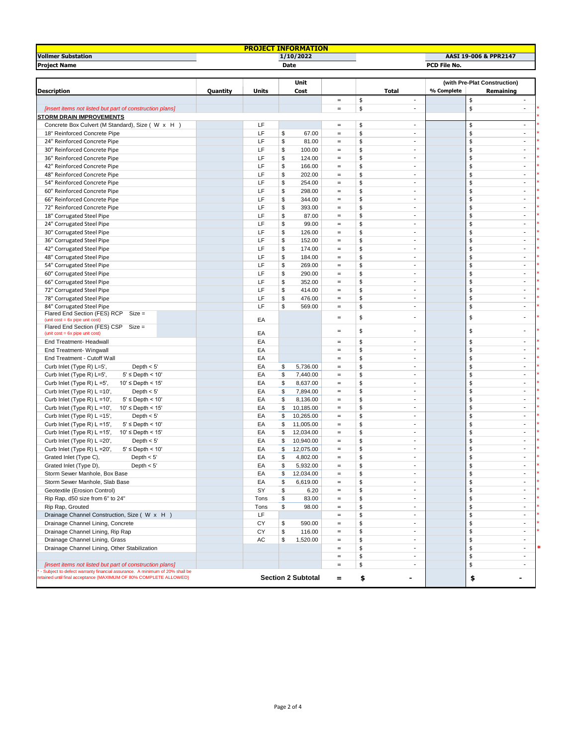| PROJECT INFORMATION | | |
|---|---|---|
| **Vollmer Substation** | **1/10/2022** | **AASI 19-006 & PPR2147** |
| **Project Name** | **Date** | **PCD File No.** |

| Description | Quantity | Units | Unit Cost | | Total | (with Pre-Plat Construction) % Complete | Remaining | |
|---|---|---|---|---|---|---|---|---|
| | | | | = | $ - | | $ - | |
| *[insert items not listed but part of construction plans]* | | | | = | $ - | | $ - | * |
| **STORM DRAIN IMPROVEMENTS** | | | | | | | | * |
| Concrete Box Culvert (M Standard), Size ( W x H ) | | LF | | = | $ - | | $ - | * |
| 18" Reinforced Concrete Pipe | | LF | $ 67.00 | = | $ - | | $ - | * |
| 24" Reinforced Concrete Pipe | | LF | $ 81.00 | = | $ - | | $ - | * |
| 30" Reinforced Concrete Pipe | | LF | $ 100.00 | = | $ - | | $ - | * |
| 36" Reinforced Concrete Pipe | | LF | $ 124.00 | = | $ - | | $ - | * |
| 42" Reinforced Concrete Pipe | | LF | $ 166.00 | = | $ - | | $ - | * |
| 48" Reinforced Concrete Pipe | | LF | $ 202.00 | = | $ - | | $ - | * |
| 54" Reinforced Concrete Pipe | | LF | $ 254.00 | = | $ - | | $ - | * |
| 60" Reinforced Concrete Pipe | | LF | $ 298.00 | = | $ - | | $ - | * |
| 66" Reinforced Concrete Pipe | | LF | $ 344.00 | = | $ - | | $ - | * |
| 72" Reinforced Concrete Pipe | | LF | $ 393.00 | = | $ - | | $ - | * |
| 18" Corrugated Steel Pipe | | LF | $ 87.00 | = | $ - | | $ - | * |
| 24" Corrugated Steel Pipe | | LF | $ 99.00 | = | $ - | | $ - | * |
| 30" Corrugated Steel Pipe | | LF | $ 126.00 | = | $ - | | $ - | * |
| 36" Corrugated Steel Pipe | | LF | $ 152.00 | = | $ - | | $ - | * |
| 42" Corrugated Steel Pipe | | LF | $ 174.00 | = | $ - | | $ - | * |
| 48" Corrugated Steel Pipe | | LF | $ 184.00 | = | $ - | | $ - | * |
| 54" Corrugated Steel Pipe | | LF | $ 269.00 | = | $ - | | $ - | * |
| 60" Corrugated Steel Pipe | | LF | $ 290.00 | = | $ - | | $ - | * |
| 66" Corrugated Steel Pipe | | LF | $ 352.00 | = | $ - | | $ - | * |
| 72" Corrugated Steel Pipe | | LF | $ 414.00 | = | $ - | | $ - | * |
| 78" Corrugated Steel Pipe | | LF | $ 476.00 | = | $ - | | $ - | * |
| 84" Corrugated Steel Pipe | | LF | $ 569.00 | = | $ - | | $ - | * |
| Flared End Section (FES) RCP Size = (unit cost = 6x pipe unit cost) | | EA | | = | $ - | | $ - | * |
| Flared End Section (FES) CSP Size = (unit cost = 6x pipe unit cost) | | EA | | = | $ - | | $ - | * |
| End Treatment- Headwall | | EA | | = | $ - | | $ - | * |
| End Treatment- Wingwall | | EA | | = | $ - | | $ - | * |
| End Treatment - Cutoff Wall | | EA | | = | $ - | | $ - | * |
| Curb Inlet (Type R) L=5', Depth < 5' | | EA | $ 5,736.00 | = | $ - | | $ - | * |
| Curb Inlet (Type R) L=5', 5' ≤ Depth < 10' | | EA | $ 7,440.00 | = | $ - | | $ - | * |
| Curb Inlet (Type R) L =5', 10' ≤ Depth < 15' | | EA | $ 8,637.00 | = | $ - | | $ - | * |
| Curb Inlet (Type R) L =10', Depth < 5' | | EA | $ 7,894.00 | = | $ - | | $ - | * |
| Curb Inlet (Type R) L =10', 5' ≤ Depth < 10' | | EA | $ 8,136.00 | = | $ - | | $ - | * |
| Curb Inlet (Type R) L =10', 10' ≤ Depth < 15' | | EA | $ 10,185.00 | = | $ - | | $ - | * |
| Curb Inlet (Type R) L =15', Depth < 5' | | EA | $ 10,265.00 | = | $ - | | $ - | * |
| Curb Inlet (Type R) L =15', 5' ≤ Depth < 10' | | EA | $ 11,005.00 | = | $ - | | $ - | * |
| Curb Inlet (Type R) L =15', 10' ≤ Depth < 15' | | EA | $ 12,034.00 | = | $ - | | $ - | * |
| Curb Inlet (Type R) L =20', Depth < 5' | | EA | $ 10,940.00 | = | $ - | | $ - | * |
| Curb Inlet (Type R) L =20', 5' ≤ Depth < 10' | | EA | $ 12,075.00 | = | $ - | | $ - | * |
| Grated Inlet (Type C), Depth < 5' | | EA | $ 4,802.00 | = | $ - | | $ - | * |
| Grated Inlet (Type D), Depth < 5' | | EA | $ 5,932.00 | = | $ - | | $ - | * |
| Storm Sewer Manhole, Box Base | | EA | $ 12,034.00 | = | $ - | | $ - | * |
| Storm Sewer Manhole, Slab Base | | EA | $ 6,619.00 | = | $ - | | $ - | * |
| Geotextile (Erosion Control) | | SY | $ 6.20 | = | $ - | | $ - | * |
| Rip Rap, d50 size from 6" to 24" | | Tons | $ 83.00 | = | $ - | | $ - | * |
| Rip Rap, Grouted | | Tons | $ 98.00 | = | $ - | | $ - | * |
| Drainage Channel Construction, Size ( W x H ) | | LF | | = | $ - | | $ - | * |
| Drainage Channel Lining, Concrete | | CY | $ 590.00 | = | $ - | | $ - | * |
| Drainage Channel Lining, Rip Rap | | CY | $ 116.00 | = | $ - | | $ - | * |
| Drainage Channel Lining, Grass | | AC | $ 1,520.00 | = | $ - | | $ - | |
| Drainage Channel Lining, Other Stabilization | | | | = | $ - | | $ - | * |
| | | | | = | $ - | | $ - | |
| *[insert items not listed but part of construction plans]* | | | | = | $ - | | $ - | |
| * - Subject to defect warranty financial assurance. A minimum of 20% shall be retained until final acceptance (MAXIMUM OF 80% COMPLETE ALLOWED) | | **Section 2 Subtotal** | | **=** | **$ -** | | **$ -** | |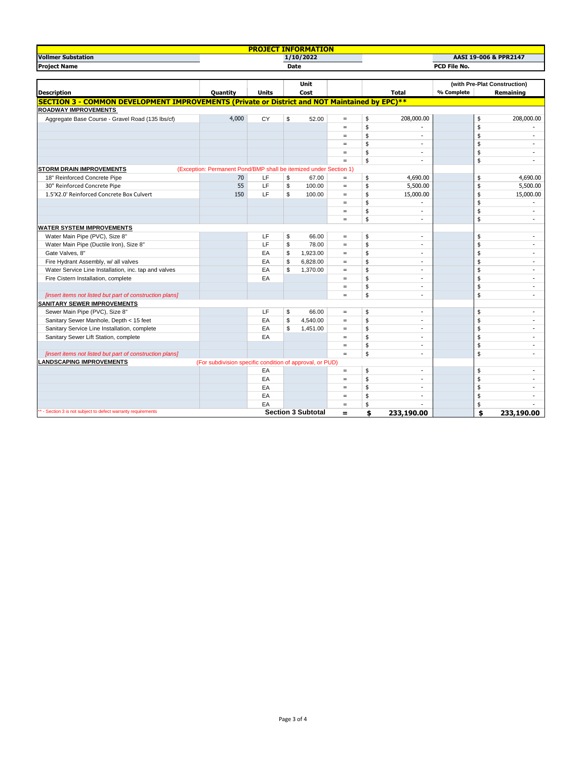| PROJECT INFORMATION | | |
|---|---|---|
| Vollmer Substation | 1/10/2022 | AASI 19-006 & PPR2147 |
| Project Name | Date | PCD File No. |

| Description | Quantity | Units | Unit Cost | | Total | (with Pre-Plat Construction) % Complete | Remaining |
|---|---|---|---|---|---|---|---|
| **SECTION 3 - COMMON DEVELOPMENT IMPROVEMENTS (Private or District and NOT Maintained by EPC)**\*\* | | | | | | | |
| **ROADWAY IMPROVEMENTS** | | | | | | | |
| Aggregate Base Course - Gravel Road (135 lbs/cf) | 4,000 | CY | $ 52.00 | = | $ 208,000.00 | | $ 208,000.00 |
| | | | | = | $ - | | $ - |
| | | | | = | $ - | | $ - |
| | | | | = | $ - | | $ - |
| | | | | = | $ - | | $ - |
| | | | | = | $ - | | $ - |
| **STORM DRAIN IMPROVEMENTS** (Exception: Permanent Pond/BMP shall be itemized under Section 1) | | | | | | | |
| 18" Reinforced Concrete Pipe | 70 | LF | $ 67.00 | = | $ 4,690.00 | | $ 4,690.00 |
| 30" Reinforced Concrete Pipe | 55 | LF | $ 100.00 | = | $ 5,500.00 | | $ 5,500.00 |
| 1.5'X2.0' Reinforced Concrete Box Culvert | 150 | LF | $ 100.00 | = | $ 15,000.00 | | $ 15,000.00 |
| | | | | = | $ - | | $ - |
| | | | | = | $ - | | $ - |
| | | | | = | $ - | | $ - |
| **WATER SYSTEM IMPROVEMENTS** | | | | | | | |
| Water Main Pipe (PVC), Size 8" | | LF | $ 66.00 | = | $ - | | $ - |
| Water Main Pipe (Ductile Iron), Size 8" | | LF | $ 78.00 | = | $ - | | $ - |
| Gate Valves, 8" | | EA | $ 1,923.00 | = | $ - | | $ - |
| Fire Hydrant Assembly, w/ all valves | | EA | $ 6,828.00 | = | $ - | | $ - |
| Water Service Line Installation, inc. tap and valves | | EA | $ 1,370.00 | = | $ - | | $ - |
| Fire Cistern Installation, complete | | EA | | = | $ - | | $ - |
| | | | | = | $ - | | $ - |
| *[insert items not listed but part of construction plans]* | | | | = | $ - | | $ - |
| **SANITARY SEWER IMPROVEMENTS** | | | | | | | |
| Sewer Main Pipe (PVC), Size 8" | | LF | $ 66.00 | = | $ - | | $ - |
| Sanitary Sewer Manhole, Depth < 15 feet | | EA | $ 4,540.00 | = | $ - | | $ - |
| Sanitary Service Line Installation, complete | | EA | $ 1,451.00 | = | $ - | | $ - |
| Sanitary Sewer Lift Station, complete | | EA | | = | $ - | | $ - |
| | | | | = | $ - | | $ - |
| *[insert items not listed but part of construction plans]* | | | | = | $ - | | $ - |
| **LANDSCAPING IMPROVEMENTS** (For subdivision specific condition of approval, or PUD) | | | | | | | |
| | | EA | | = | $ - | | $ - |
| | | EA | | = | $ - | | $ - |
| | | EA | | = | $ - | | $ - |
| | | EA | | = | $ - | | $ - |
| | | EA | | = | $ - | | $ - |
| \*\* - Section 3 is not subject to defect warranty requirements | | **Section 3 Subtotal** | | **=** | **$ 233,190.00** | | **$ 233,190.00** |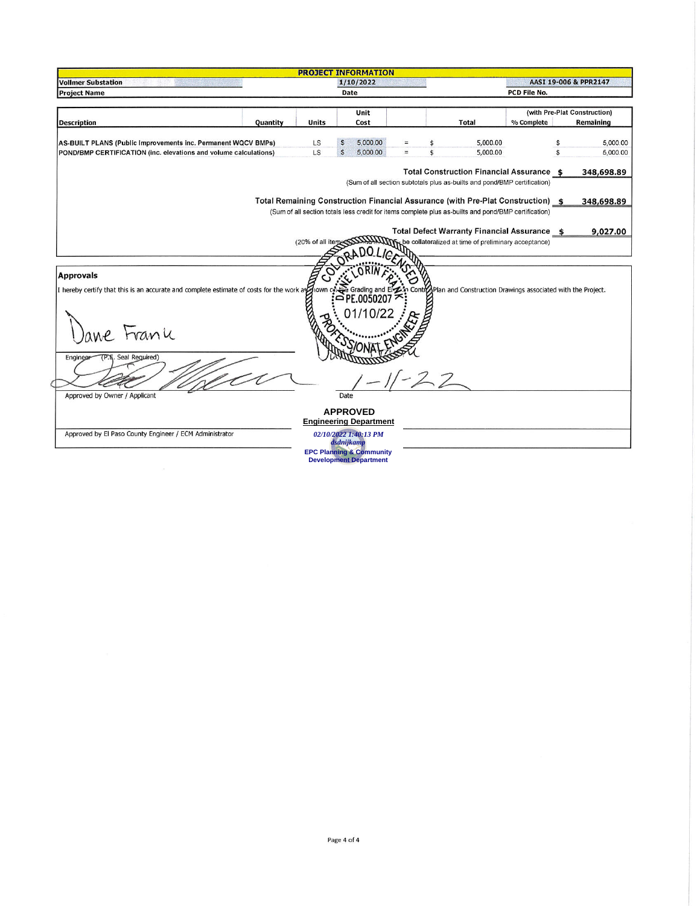**PROJECT INFORMATION**

| | | |
|---|---|---|
| Vollmer Substation | 1/10/2022 | AASI 19-006 & PPR2147 |
| Project Name | Date | PCD File No. |

| Description | Quantity | Units | Unit Cost | | Total | (with Pre-Plat Construction) % Complete | Remaining |
|---|---|---|---|---|---|---|---|
| AS-BUILT PLANS (Public Improvements inc. Permanent WQCV BMPs) | | LS | $ 5,000.00 | = | $ 5,000.00 | | $ 5,000.00 |
| POND/BMP CERTIFICATION (inc. elevations and volume calculations) | | LS | $ 5,000.00 | = | $ 5,000.00 | | $ 5,000.00 |

**Total Construction Financial Assurance $ 348,698.89**
(Sum of all section subtotals plus as-builts and pond/BMP certification)

**Total Remaining Construction Financial Assurance (with Pre-Plat Construction) $ 348,698.89**
(Sum of all section totals less credit for items complete plus as-builts and pond/BMP certification)

**Total Defect Warranty Financial Assurance $ 9,027.00**
(20% of all items ... be collateralized at time of preliminary acceptance)

**Approvals**

I hereby certify that this is an accurate and complete estimate of costs for the work as shown on the Grading and Erosion Control Plan and Construction Drawings associated with the Project.

Dane Frank

COLORADO LICENSED PROFESSIONAL ENGINEER
DANE LORIN FRANK
PE.0050207
01/10/22

Engineer (P.E. Seal Required)

Approved by Owner / Applicant — Date: 1-11-22

**APPROVED**
**Engineering Department**

Approved by El Paso County Engineer / ECM Administrator

*02/10/2022 1:40:13 PM*
*dsdnijkamp*
**EPC Planning & Community Development Department**